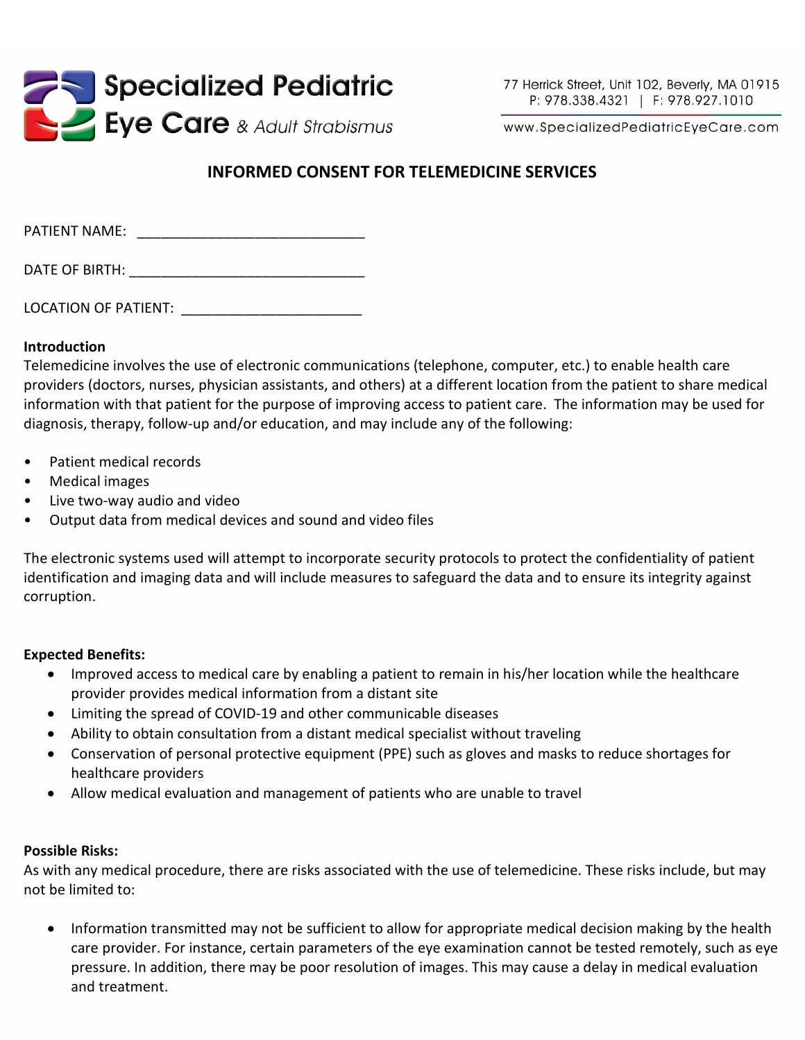Specialized Pediatric Eye Care & Adult Strabismus

77 Herrick Street, Unit 102, Beverly, MA 01915
P: 978.338.4321 | F: 978.927.1010

www.SpecializedPediatricEyeCare.com

# INFORMED CONSENT FOR TELEMEDICINE SERVICES

PATIENT NAME: ____________________________

DATE OF BIRTH: ______________________________

LOCATION OF PATIENT: ______________________

**Introduction**

Telemedicine involves the use of electronic communications (telephone, computer, etc.) to enable health care providers (doctors, nurses, physician assistants, and others) at a different location from the patient to share medical information with that patient for the purpose of improving access to patient care. The information may be used for diagnosis, therapy, follow-up and/or education, and may include any of the following:

- Patient medical records
- Medical images
- Live two-way audio and video
- Output data from medical devices and sound and video files

The electronic systems used will attempt to incorporate security protocols to protect the confidentiality of patient identification and imaging data and will include measures to safeguard the data and to ensure its integrity against corruption.

**Expected Benefits:**

- Improved access to medical care by enabling a patient to remain in his/her location while the healthcare provider provides medical information from a distant site
- Limiting the spread of COVID-19 and other communicable diseases
- Ability to obtain consultation from a distant medical specialist without traveling
- Conservation of personal protective equipment (PPE) such as gloves and masks to reduce shortages for healthcare providers
- Allow medical evaluation and management of patients who are unable to travel

**Possible Risks:**

As with any medical procedure, there are risks associated with the use of telemedicine. These risks include, but may not be limited to:

- Information transmitted may not be sufficient to allow for appropriate medical decision making by the health care provider. For instance, certain parameters of the eye examination cannot be tested remotely, such as eye pressure. In addition, there may be poor resolution of images. This may cause a delay in medical evaluation and treatment.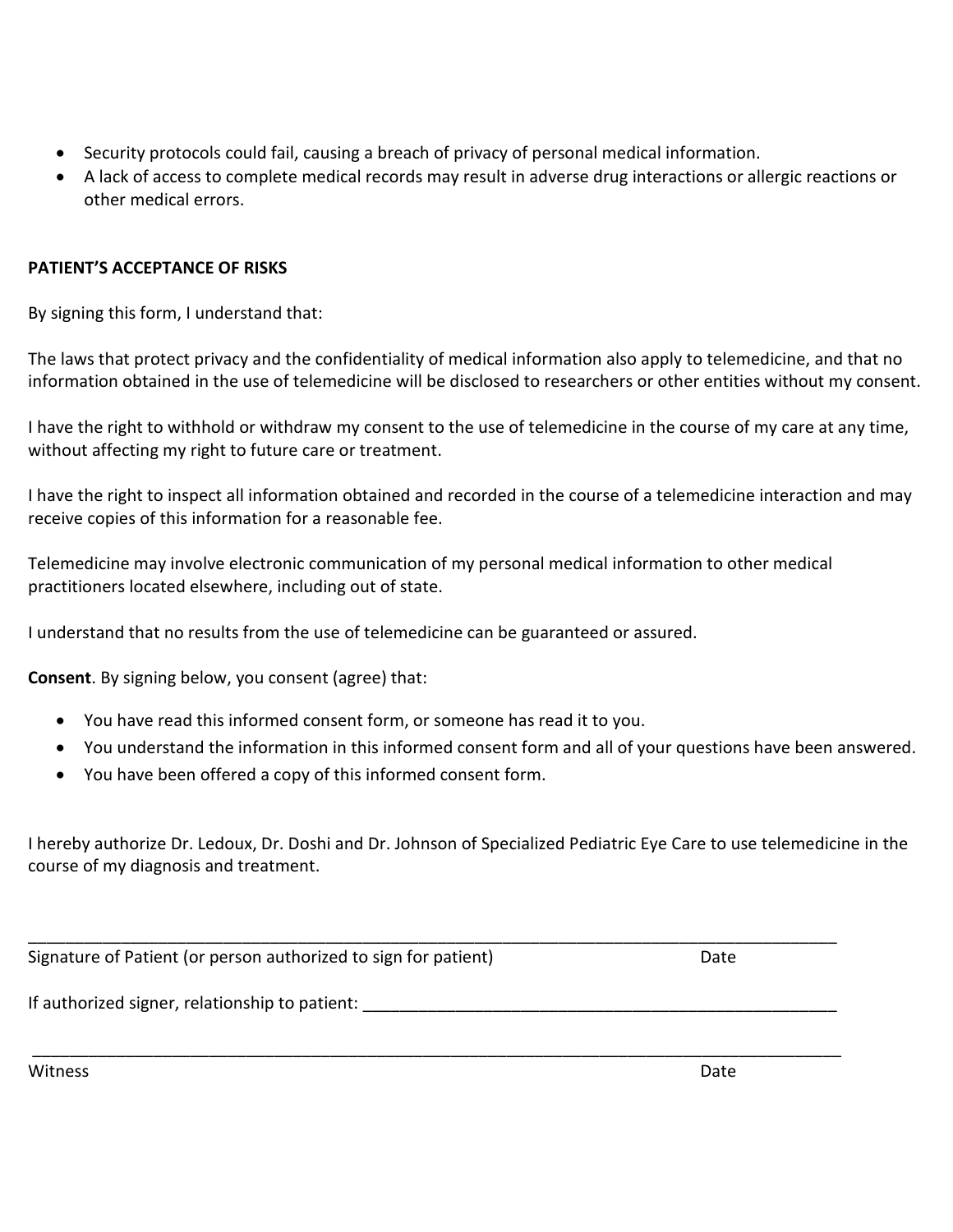- Security protocols could fail, causing a breach of privacy of personal medical information.
- A lack of access to complete medical records may result in adverse drug interactions or allergic reactions or other medical errors.

**PATIENT'S ACCEPTANCE OF RISKS**

By signing this form, I understand that:

The laws that protect privacy and the confidentiality of medical information also apply to telemedicine, and that no information obtained in the use of telemedicine will be disclosed to researchers or other entities without my consent.

I have the right to withhold or withdraw my consent to the use of telemedicine in the course of my care at any time, without affecting my right to future care or treatment.

I have the right to inspect all information obtained and recorded in the course of a telemedicine interaction and may receive copies of this information for a reasonable fee.

Telemedicine may involve electronic communication of my personal medical information to other medical practitioners located elsewhere, including out of state.

I understand that no results from the use of telemedicine can be guaranteed or assured.

**Consent**. By signing below, you consent (agree) that:

- You have read this informed consent form, or someone has read it to you.
- You understand the information in this informed consent form and all of your questions have been answered.
- You have been offered a copy of this informed consent form.

I hereby authorize Dr. Ledoux, Dr. Doshi and Dr. Johnson of Specialized Pediatric Eye Care to use telemedicine in the course of my diagnosis and treatment.

\_\_\_\_\_\_\_\_\_\_\_\_\_\_\_\_\_\_\_\_\_\_\_\_\_\_\_\_\_\_\_\_\_\_\_\_\_\_\_\_\_\_\_\_\_\_\_\_\_\_\_\_\_\_\_\_\_\_\_\_\_\_\_\_\_\_\_\_\_\_\_\_\_\_\_\_\_\_\_\_\_\_\_\_\_\_\_\_\_\_\_\_\_

Signature of Patient (or person authorized to sign for patient) Date

If authorized signer, relationship to patient: \_\_\_\_\_\_\_\_\_\_\_\_\_\_\_\_\_\_\_\_\_\_\_\_\_\_\_\_\_\_\_\_\_\_\_\_\_\_\_\_\_\_\_\_\_\_\_\_\_\_\_\_\_\_\_

\_\_\_\_\_\_\_\_\_\_\_\_\_\_\_\_\_\_\_\_\_\_\_\_\_\_\_\_\_\_\_\_\_\_\_\_\_\_\_\_\_\_\_\_\_\_\_\_\_\_\_\_\_\_\_\_\_\_\_\_\_\_\_\_\_\_\_\_\_\_\_\_\_\_\_\_\_\_\_\_\_\_\_\_\_\_\_\_\_\_\_\_\_

Witness Date